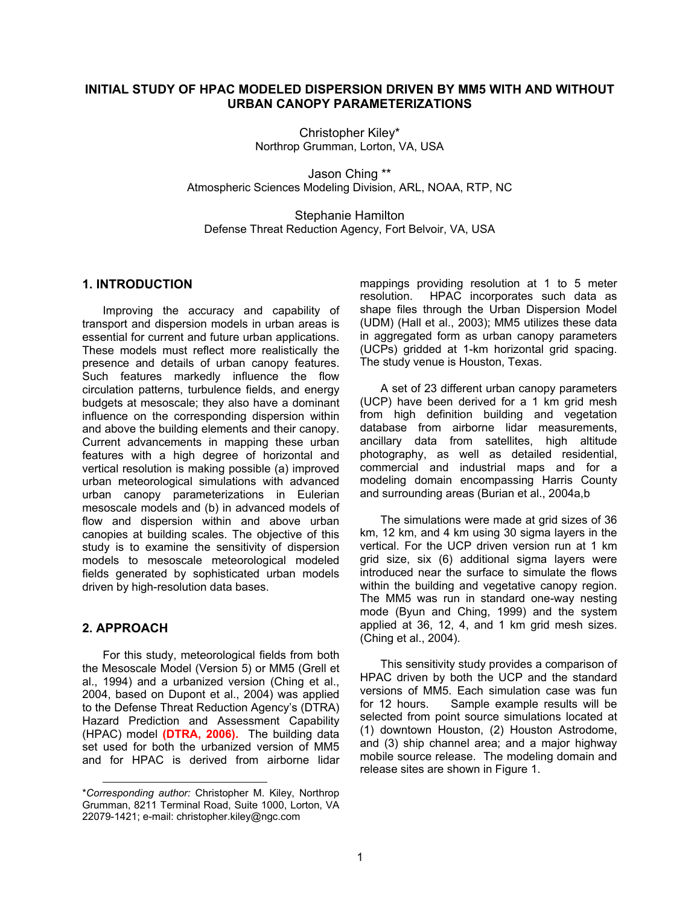# INITIAL STUDY OF HPAC MODELED DISPERSION DRIVEN BY MM5 WITH AND WITHOUT URBAN CANOPY PARAMETERIZATIONS

Christopher Kiley*
Northrop Grumman, Lorton, VA, USA

Jason Ching **
Atmospheric Sciences Modeling Division, ARL, NOAA, RTP, NC

Stephanie Hamilton
Defense Threat Reduction Agency, Fort Belvoir, VA, USA

## 1. INTRODUCTION

Improving the accuracy and capability of transport and dispersion models in urban areas is essential for current and future urban applications. These models must reflect more realistically the presence and details of urban canopy features. Such features markedly influence the flow circulation patterns, turbulence fields, and energy budgets at mesoscale; they also have a dominant influence on the corresponding dispersion within and above the building elements and their canopy. Current advancements in mapping these urban features with a high degree of horizontal and vertical resolution is making possible (a) improved urban meteorological simulations with advanced urban canopy parameterizations in Eulerian mesoscale models and (b) in advanced models of flow and dispersion within and above urban canopies at building scales. The objective of this study is to examine the sensitivity of dispersion models to mesoscale meteorological modeled fields generated by sophisticated urban models driven by high-resolution data bases.

## 2. APPROACH

For this study, meteorological fields from both the Mesoscale Model (Version 5) or MM5 (Grell et al., 1994) and a urbanized version (Ching et al., 2004, based on Dupont et al., 2004) was applied to the Defense Threat Reduction Agency's (DTRA) Hazard Prediction and Assessment Capability (HPAC) model **(DTRA, 2006).** The building data set used for both the urbanized version of MM5 and for HPAC is derived from airborne lidar mappings providing resolution at 1 to 5 meter resolution. HPAC incorporates such data as shape files through the Urban Dispersion Model (UDM) (Hall et al., 2003); MM5 utilizes these data in aggregated form as urban canopy parameters (UCPs) gridded at 1-km horizontal grid spacing. The study venue is Houston, Texas.

A set of 23 different urban canopy parameters (UCP) have been derived for a 1 km grid mesh from high definition building and vegetation database from airborne lidar measurements, ancillary data from satellites, high altitude photography, as well as detailed residential, commercial and industrial maps and for a modeling domain encompassing Harris County and surrounding areas (Burian et al., 2004a,b

The simulations were made at grid sizes of 36 km, 12 km, and 4 km using 30 sigma layers in the vertical. For the UCP driven version run at 1 km grid size, six (6) additional sigma layers were introduced near the surface to simulate the flows within the building and vegetative canopy region. The MM5 was run in standard one-way nesting mode (Byun and Ching, 1999) and the system applied at 36, 12, 4, and 1 km grid mesh sizes. (Ching et al., 2004).

This sensitivity study provides a comparison of HPAC driven by both the UCP and the standard versions of MM5. Each simulation case was fun for 12 hours. Sample example results will be selected from point source simulations located at (1) downtown Houston, (2) Houston Astrodome, and (3) ship channel area; and a major highway mobile source release. The modeling domain and release sites are shown in Figure 1.

---

**Corresponding author:* Christopher M. Kiley, Northrop Grumman, 8211 Terminal Road, Suite 1000, Lorton, VA 22079-1421; e-mail: christopher.kiley@ngc.com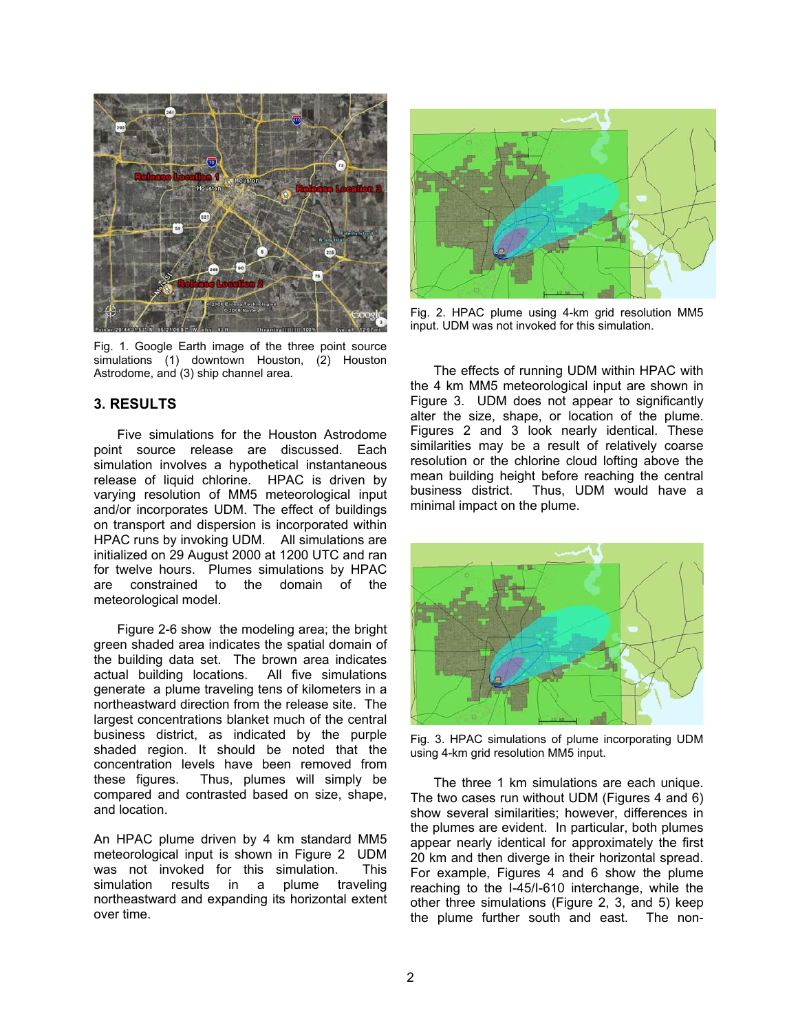Fig. 1. Google Earth image of the three point source simulations (1) downtown Houston, (2) Houston Astrodome, and (3) ship channel area.

## 3. RESULTS

Five simulations for the Houston Astrodome point source release are discussed. Each simulation involves a hypothetical instantaneous release of liquid chlorine. HPAC is driven by varying resolution of MM5 meteorological input and/or incorporates UDM. The effect of buildings on transport and dispersion is incorporated within HPAC runs by invoking UDM. All simulations are initialized on 29 August 2000 at 1200 UTC and ran for twelve hours. Plumes simulations by HPAC are constrained to the domain of the meteorological model.

Figure 2-6 show the modeling area; the bright green shaded area indicates the spatial domain of the building data set. The brown area indicates actual building locations. All five simulations generate a plume traveling tens of kilometers in a northeastward direction from the release site. The largest concentrations blanket much of the central business district, as indicated by the purple shaded region. It should be noted that the concentration levels have been removed from these figures. Thus, plumes will simply be compared and contrasted based on size, shape, and location.

An HPAC plume driven by 4 km standard MM5 meteorological input is shown in Figure 2 UDM was not invoked for this simulation. This simulation results in a plume traveling northeastward and expanding its horizontal extent over time.

Fig. 2. HPAC plume using 4-km grid resolution MM5 input. UDM was not invoked for this simulation.

The effects of running UDM within HPAC with the 4 km MM5 meteorological input are shown in Figure 3. UDM does not appear to significantly alter the size, shape, or location of the plume. Figures 2 and 3 look nearly identical. These similarities may be a result of relatively coarse resolution or the chlorine cloud lofting above the mean building height before reaching the central business district. Thus, UDM would have a minimal impact on the plume.

Fig. 3. HPAC simulations of plume incorporating UDM using 4-km grid resolution MM5 input.

The three 1 km simulations are each unique. The two cases run without UDM (Figures 4 and 6) show several similarities; however, differences in the plumes are evident. In particular, both plumes appear nearly identical for approximately the first 20 km and then diverge in their horizontal spread. For example, Figures 4 and 6 show the plume reaching to the I-45/I-610 interchange, while the other three simulations (Figure 2, 3, and 5) keep the plume further south and east. The non-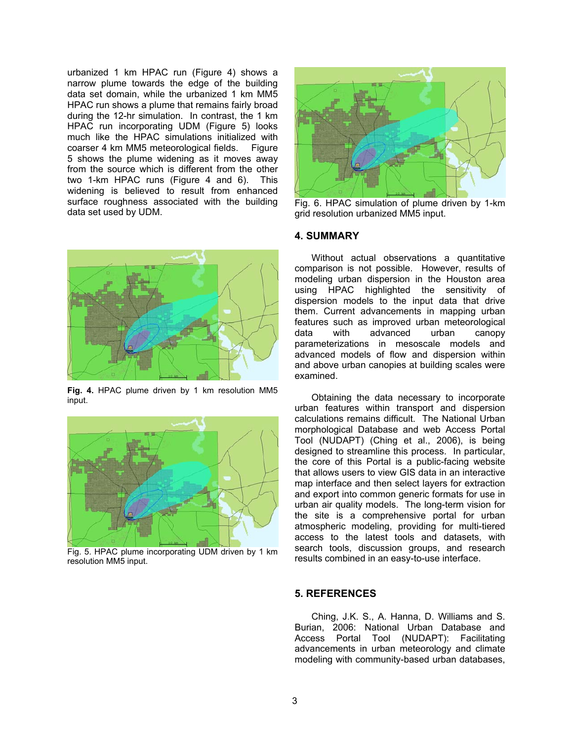urbanized 1 km HPAC run (Figure 4) shows a narrow plume towards the edge of the building data set domain, while the urbanized 1 km MM5 HPAC run shows a plume that remains fairly broad during the 12-hr simulation. In contrast, the 1 km HPAC run incorporating UDM (Figure 5) looks much like the HPAC simulations initialized with coarser 4 km MM5 meteorological fields. Figure 5 shows the plume widening as it moves away from the source which is different from the other two 1-km HPAC runs (Figure 4 and 6). This widening is believed to result from enhanced surface roughness associated with the building data set used by UDM.

**Fig. 4.** HPAC plume driven by 1 km resolution MM5 input.

Fig. 5. HPAC plume incorporating UDM driven by 1 km resolution MM5 input.

Fig. 6. HPAC simulation of plume driven by 1-km grid resolution urbanized MM5 input.

## 4. SUMMARY

Without actual observations a quantitative comparison is not possible. However, results of modeling urban dispersion in the Houston area using HPAC highlighted the sensitivity of dispersion models to the input data that drive them. Current advancements in mapping urban features such as improved urban meteorological data with advanced urban canopy parameterizations in mesoscale models and advanced models of flow and dispersion within and above urban canopies at building scales were examined.

Obtaining the data necessary to incorporate urban features within transport and dispersion calculations remains difficult. The National Urban morphological Database and web Access Portal Tool (NUDAPT) (Ching et al., 2006), is being designed to streamline this process. In particular, the core of this Portal is a public-facing website that allows users to view GIS data in an interactive map interface and then select layers for extraction and export into common generic formats for use in urban air quality models. The long-term vision for the site is a comprehensive portal for urban atmospheric modeling, providing for multi-tiered access to the latest tools and datasets, with search tools, discussion groups, and research results combined in an easy-to-use interface.

## 5. REFERENCES

Ching, J.K. S., A. Hanna, D. Williams and S. Burian, 2006: National Urban Database and Access Portal Tool (NUDAPT): Facilitating advancements in urban meteorology and climate modeling with community-based urban databases,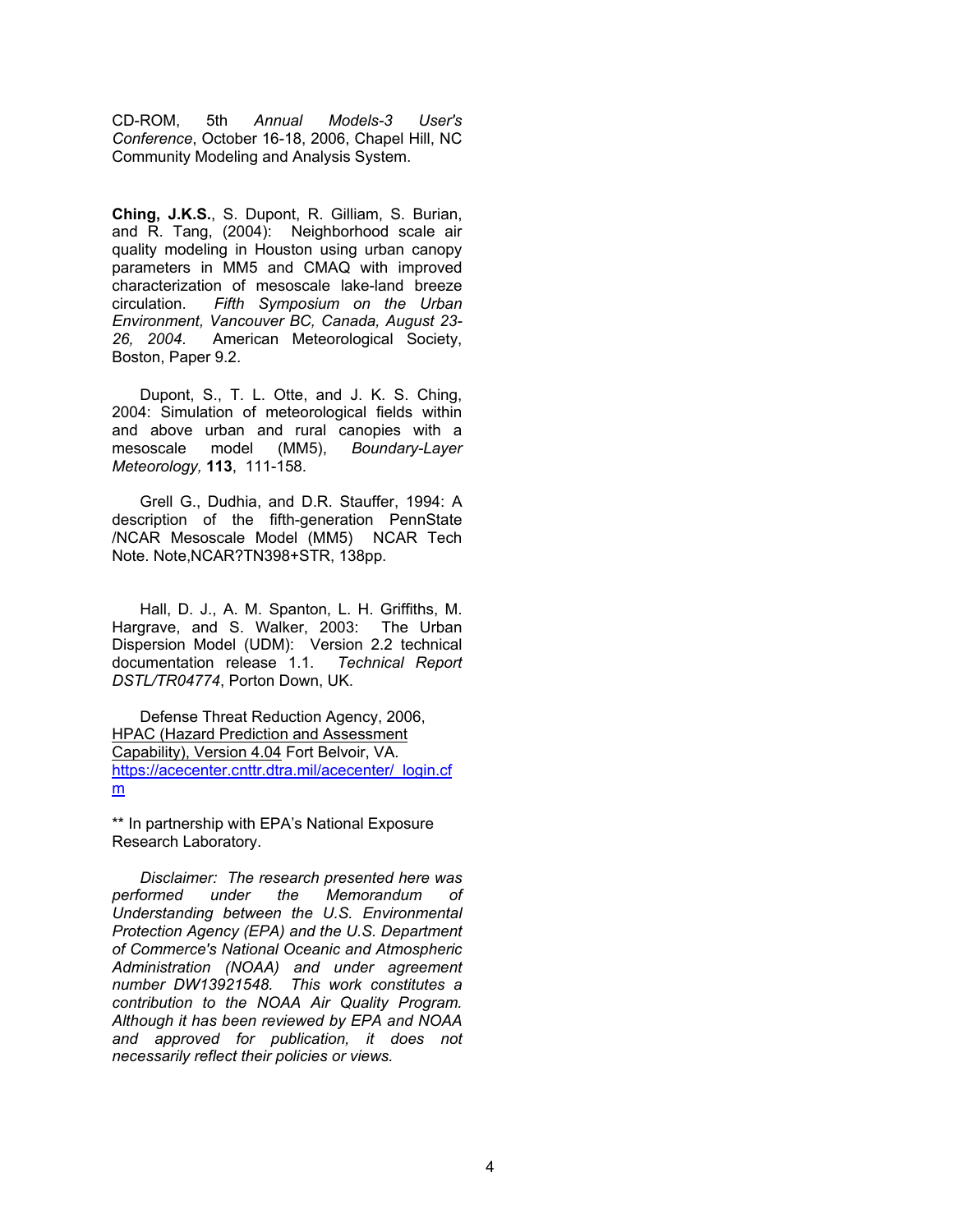CD-ROM, 5th *Annual Models-3 User's Conference*, October 16-18, 2006, Chapel Hill, NC Community Modeling and Analysis System.

**Ching, J.K.S.**, S. Dupont, R. Gilliam, S. Burian, and R. Tang, (2004): Neighborhood scale air quality modeling in Houston using urban canopy parameters in MM5 and CMAQ with improved characterization of mesoscale lake-land breeze circulation. *Fifth Symposium on the Urban Environment, Vancouver BC, Canada, August 23-26, 2004*. American Meteorological Society, Boston, Paper 9.2.

Dupont, S., T. L. Otte, and J. K. S. Ching, 2004: Simulation of meteorological fields within and above urban and rural canopies with a mesoscale model (MM5), *Boundary-Layer Meteorology,* **113**, 111-158.

Grell G., Dudhia, and D.R. Stauffer, 1994: A description of the fifth-generation PennState /NCAR Mesoscale Model (MM5) NCAR Tech Note. Note,NCAR?TN398+STR, 138pp.

Hall, D. J., A. M. Spanton, L. H. Griffiths, M. Hargrave, and S. Walker, 2003: The Urban Dispersion Model (UDM): Version 2.2 technical documentation release 1.1. *Technical Report DSTL/TR04774*, Porton Down, UK.

Defense Threat Reduction Agency, 2006, HPAC (Hazard Prediction and Assessment Capability), Version 4.04 Fort Belvoir, VA. https://acecenter.cnttr.dtra.mil/acecenter/_login.cfm

** In partnership with EPA's National Exposure Research Laboratory.

*Disclaimer: The research presented here was performed under the Memorandum of Understanding between the U.S. Environmental Protection Agency (EPA) and the U.S. Department of Commerce's National Oceanic and Atmospheric Administration (NOAA) and under agreement number DW13921548. This work constitutes a contribution to the NOAA Air Quality Program. Although it has been reviewed by EPA and NOAA and approved for publication, it does not necessarily reflect their policies or views.*